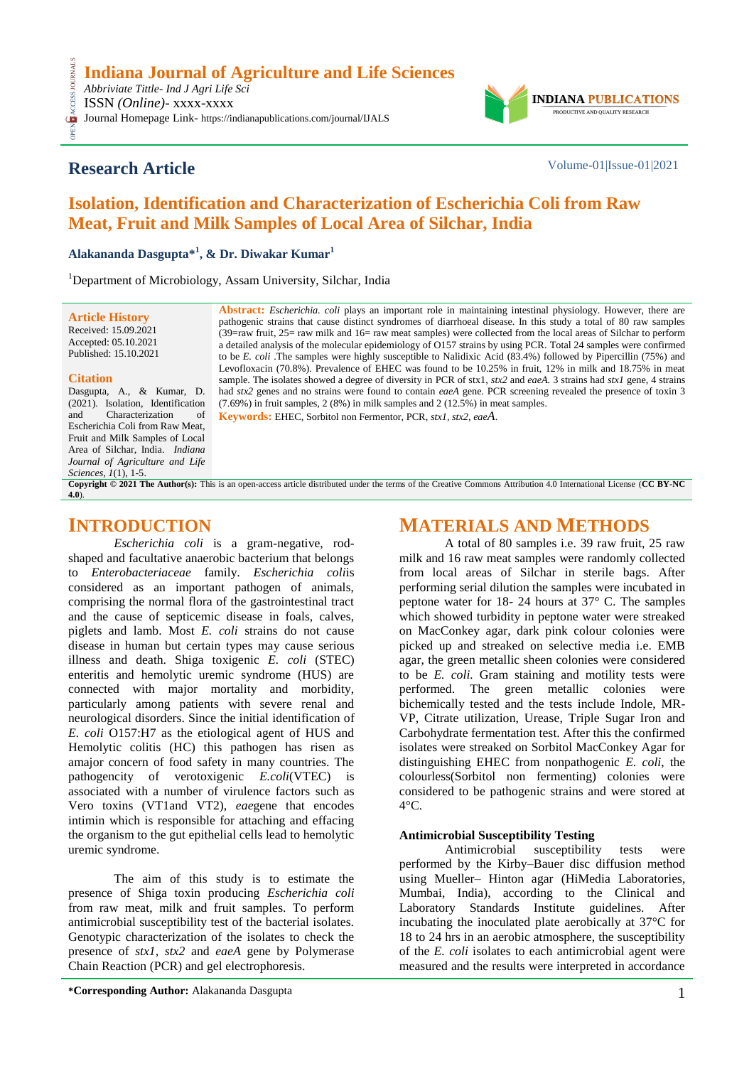# Indiana Journal of Agriculture and Life Sciences

*Abbriviate Tittle- Ind J Agri Life Sci*
ISSN *(Online)*- xxxx-xxxx
Journal Homepage Link- https://indianapublications.com/journal/IJALS

INDIANA PUBLICATIONS
PRODUCTIVE AND QUALITY RESEARCH

## Research Article

Volume-01|Issue-01|2021

# Isolation, Identification and Characterization of Escherichia Coli from Raw Meat, Fruit and Milk Samples of Local Area of Silchar, India

**Alakananda Dasgupta*[1], & Dr. Diwakar Kumar[1]**

[1]Department of Microbiology, Assam University, Silchar, India

**Article History**
Received: 15.09.2021
Accepted: 05.10.2021
Published: 15.10.2021

**Citation**
Dasgupta, A., & Kumar, D. (2021). Isolation, Identification and Characterization of Escherichia Coli from Raw Meat, Fruit and Milk Samples of Local Area of Silchar, India. *Indiana Journal of Agriculture and Life Sciences, 1*(1), 1-5.

**Abstract:** *Escherichia. coli* plays an important role in maintaining intestinal physiology. However, there are pathogenic strains that cause distinct syndromes of diarrhoeal disease. In this study a total of 80 raw samples (39=raw fruit, 25= raw milk and 16= raw meat samples) were collected from the local areas of Silchar to perform a detailed analysis of the molecular epidemiology of O157 strains by using PCR. Total 24 samples were confirmed to be *E. coli* .The samples were highly susceptible to Nalidixic Acid (83.4%) followed by Pipercillin (75%) and Levofloxacin (70.8%). Prevalence of EHEC was found to be 10.25% in fruit, 12% in milk and 18.75% in meat sample. The isolates showed a degree of diversity in PCR of stx1, *stx2* and *eaeA.* 3 strains had *stx1* gene, 4 strains had *stx2* genes and no strains were found to contain *eaeA* gene. PCR screening revealed the presence of toxin 3 (7.69%) in fruit samples, 2 (8%) in milk samples and 2 (12.5%) in meat samples.

**Keywords:** EHEC, Sorbitol non Fermentor, PCR, *stx1*, *stx2*, *eaeA*.

**Copyright © 2021 The Author(s):** This is an open-access article distributed under the terms of the Creative Commons Attribution 4.0 International License (**CC BY-NC 4.0**).

## INTRODUCTION

*Escherichia coli* is a gram-negative, rod-shaped and facultative anaerobic bacterium that belongs to *Enterobacteriaceae* family. *Escherichia coli*is considered as an important pathogen of animals, comprising the normal flora of the gastrointestinal tract and the cause of septicemic disease in foals, calves, piglets and lamb. Most *E. coli* strains do not cause disease in human but certain types may cause serious illness and death. Shiga toxigenic *E. coli* (STEC) enteritis and hemolytic uremic syndrome (HUS) are connected with major mortality and morbidity, particularly among patients with severe renal and neurological disorders. Since the initial identification of *E. coli* O157:H7 as the etiological agent of HUS and Hemolytic colitis (HC) this pathogen has risen as amajor concern of food safety in many countries. The pathogencity of verotoxigenic *E.coli*(VTEC) is associated with a number of virulence factors such as Vero toxins (VT1and VT2), *eae*gene that encodes intimin which is responsible for attaching and effacing the organism to the gut epithelial cells lead to hemolytic uremic syndrome.

The aim of this study is to estimate the presence of Shiga toxin producing *Escherichia coli* from raw meat, milk and fruit samples. To perform antimicrobial susceptibility test of the bacterial isolates. Genotypic characterization of the isolates to check the presence of *stx1*, *stx2* and *eaeA* gene by Polymerase Chain Reaction (PCR) and gel electrophoresis.

## MATERIALS AND METHODS

A total of 80 samples i.e. 39 raw fruit, 25 raw milk and 16 raw meat samples were randomly collected from local areas of Silchar in sterile bags. After performing serial dilution the samples were incubated in peptone water for 18- 24 hours at 37° C. The samples which showed turbidity in peptone water were streaked on MacConkey agar, dark pink colour colonies were picked up and streaked on selective media i.e. EMB agar, the green metallic sheen colonies were considered to be *E. coli.* Gram staining and motility tests were performed. The green metallic colonies were bichemically tested and the tests include Indole, MR-VP, Citrate utilization, Urease, Triple Sugar Iron and Carbohydrate fermentation test. After this the confirmed isolates were streaked on Sorbitol MacConkey Agar for distinguishing EHEC from nonpathogenic *E. coli*, the colourless(Sorbitol non fermenting) colonies were considered to be pathogenic strains and were stored at 4°C.

### Antimicrobial Susceptibility Testing

Antimicrobial susceptibility tests were performed by the Kirby–Bauer disc diffusion method using Mueller– Hinton agar (HiMedia Laboratories, Mumbai, India), according to the Clinical and Laboratory Standards Institute guidelines. After incubating the inoculated plate aerobically at 37°C for 18 to 24 hrs in an aerobic atmosphere, the susceptibility of the *E. coli* isolates to each antimicrobial agent were measured and the results were interpreted in accordance

***Corresponding Author:** Alakananda Dasgupta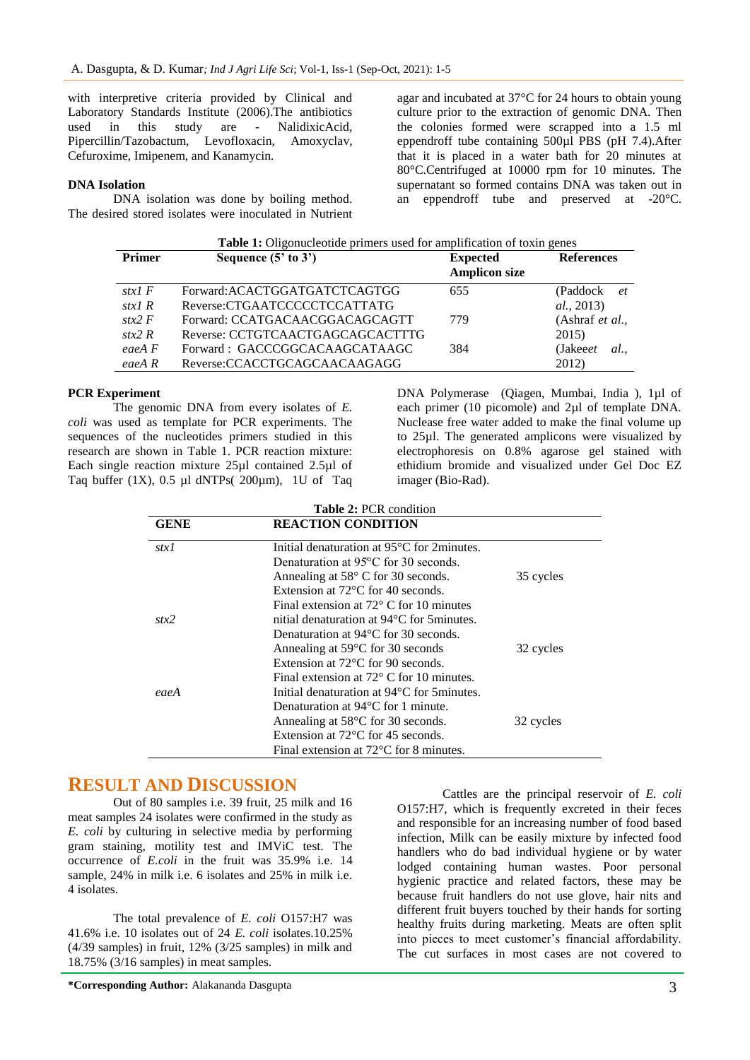with interpretive criteria provided by Clinical and Laboratory Standards Institute (2006).The antibiotics used in this study are - NalidixicAcid, Pipercillin/Tazobactum, Levofloxacin, Amoxyclav, Cefuroxime, Imipenem, and Kanamycin.

### DNA Isolation

DNA isolation was done by boiling method. The desired stored isolates were inoculated in Nutrient agar and incubated at 37°C for 24 hours to obtain young culture prior to the extraction of genomic DNA. Then the colonies formed were scrapped into a 1.5 ml eppendroff tube containing 500µl PBS (pH 7.4).After that it is placed in a water bath for 20 minutes at 80°C.Centrifuged at 10000 rpm for 10 minutes. The supernatant so formed contains DNA was taken out in an eppendroff tube and preserved at -20°C.

**Table 1:** Oligonucleotide primers used for amplification of toxin genes

| Primer | Sequence (5' to 3') | Expected Amplicon size | References |
|---|---|---|---|
| *stx1 F* | Forward:ACACTGGATGATCTCAGTGG | 655 | (Paddock *et al.*, 2013) |
| *stx1 R* | Reverse:CTGAATCCCCCTCCATTATG | | |
| *stx2 F* | Forward: CCATGACAACGGACAGCAGTT | 779 | (Ashraf *et al.*, 2015) |
| *stx2 R* | Reverse: CCTGTCAACTGAGCAGCACTTTG | | |
| *eaeA F* | Forward : GACCCGGCACAAGCATAAGC | 384 | (Jakee*et al.*, 2012) |
| *eaeA R* | Reverse:CCACCTGCAGCAACAAGAGG | | |

### PCR Experiment

The genomic DNA from every isolates of *E. coli* was used as template for PCR experiments. The sequences of the nucleotides primers studied in this research are shown in Table 1. PCR reaction mixture: Each single reaction mixture 25µl contained 2.5µl of Taq buffer (1X), 0.5 µl dNTPs( 200µm), 1U of Taq DNA Polymerase (Qiagen, Mumbai, India ), 1µl of each primer (10 picomole) and 2µl of template DNA. Nuclease free water added to make the final volume up to 25µl. The generated amplicons were visualized by electrophoresis on 0.8% agarose gel stained with ethidium bromide and visualized under Gel Doc EZ imager (Bio-Rad).

**Table 2:** PCR condition

| GENE | REACTION CONDITION | |
|---|---|---|
| *stx1* | Initial denaturation at 95°C for 2minutes. | |
| | Denaturation at 95°C for 30 seconds. | |
| | Annealing at 58° C for 30 seconds. | 35 cycles |
| | Extension at 72°C for 40 seconds. | |
| | Final extension at 72° C for 10 minutes | |
| *stx2* | nitial denaturation at 94°C for 5minutes. | |
| | Denaturation at 94°C for 30 seconds. | |
| | Annealing at 59°C for 30 seconds | 32 cycles |
| | Extension at 72°C for 90 seconds. | |
| | Final extension at 72° C for 10 minutes. | |
| *eaeA* | Initial denaturation at 94°C for 5minutes. | |
| | Denaturation at 94°C for 1 minute. | |
| | Annealing at 58°C for 30 seconds. | 32 cycles |
| | Extension at 72°C for 45 seconds. | |
| | Final extension at 72°C for 8 minutes. | |

## RESULT AND DISCUSSION

Out of 80 samples i.e. 39 fruit, 25 milk and 16 meat samples 24 isolates were confirmed in the study as *E. coli* by culturing in selective media by performing gram staining, motility test and IMViC test. The occurrence of *E.coli* in the fruit was 35.9% i.e. 14 sample, 24% in milk i.e. 6 isolates and 25% in milk i.e. 4 isolates.

The total prevalence of *E. coli* O157:H7 was 41.6% i.e. 10 isolates out of 24 *E. coli* isolates.10.25% (4/39 samples) in fruit, 12% (3/25 samples) in milk and 18.75% (3/16 samples) in meat samples.

Cattles are the principal reservoir of *E. coli* O157:H7, which is frequently excreted in their feces and responsible for an increasing number of food based infection, Milk can be easily mixture by infected food handlers who do bad individual hygiene or by water lodged containing human wastes. Poor personal hygienic practice and related factors, these may be because fruit handlers do not use glove, hair nits and different fruit buyers touched by their hands for sorting healthy fruits during marketing. Meats are often split into pieces to meet customer's financial affordability. The cut surfaces in most cases are not covered to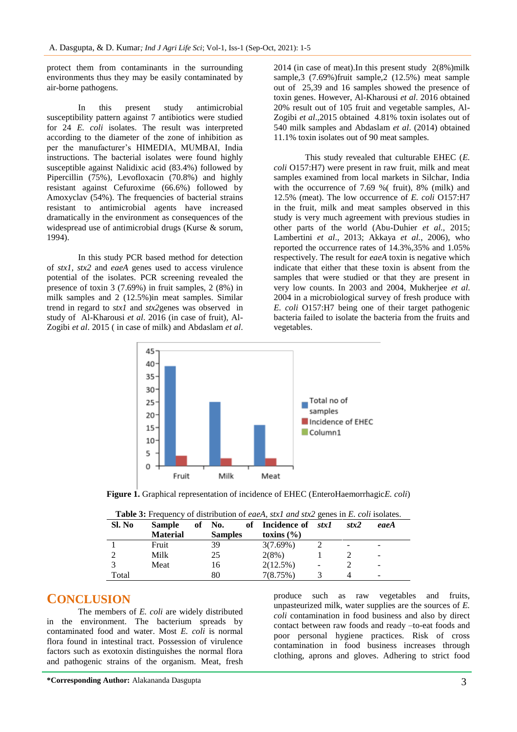protect them from contaminants in the surrounding environments thus they may be easily contaminated by air-borne pathogens.

In this present study antimicrobial susceptibility pattern against 7 antibiotics were studied for 24 *E. coli* isolates. The result was interpreted according to the diameter of the zone of inhibition as per the manufacturer's HIMEDIA, MUMBAI, India instructions. The bacterial isolates were found highly susceptible against Nalidixic acid (83.4%) followed by Pipercillin (75%), Levofloxacin (70.8%) and highly resistant against Cefuroxime (66.6%) followed by Amoxyclav (54%). The frequencies of bacterial strains resistant to antimicrobial agents have increased dramatically in the environment as consequences of the widespread use of antimicrobial drugs (Kurse & sorum, 1994).

In this study PCR based method for detection of *stx1, stx2* and *eaeA* genes used to access virulence potential of the isolates. PCR screening revealed the presence of toxin 3 (7.69%) in fruit samples, 2 (8%) in milk samples and 2 (12.5%)in meat samples. Similar trend in regard to *stx1* and *stx2*genes was observed in study of Al-Kharousi *et al*. 2016 (in case of fruit), Al-Zogibi *et al*. 2015 ( in case of milk) and Abdaslam *et al*. 2014 (in case of meat).In this present study 2(8%)milk sample,3 (7.69%)fruit sample,2 (12.5%) meat sample out of 25,39 and 16 samples showed the presence of toxin genes. However, Al-Kharousi *et al*. 2016 obtained 20% result out of 105 fruit and vegetable samples, Al-Zogibi *et al*.,2015 obtained 4.81% toxin isolates out of 540 milk samples and Abdaslam *et al*. (2014) obtained 11.1% toxin isolates out of 90 meat samples.

This study revealed that culturable EHEC (*E. coli* O157:H7) were present in raw fruit, milk and meat samples examined from local markets in Silchar, India with the occurrence of 7.69 %( fruit), 8% (milk) and 12.5% (meat). The low occurrence of *E. coli* O157:H7 in the fruit, milk and meat samples observed in this study is very much agreement with previous studies in other parts of the world (Abu-Duhier *et al.,* 2015; Lambertini *et al*., 2013; Akkaya *et al.,* 2006), who reported the occurrence rates of 14.3%,35% and 1.05% respectively. The result for *eaeA* toxin is negative which indicate that either that these toxin is absent from the samples that were studied or that they are present in very low counts. In 2003 and 2004, Mukherjee *et al.* 2004 in a microbiological survey of fresh produce with *E. coli* O157:H7 being one of their target pathogenic bacteria failed to isolate the bacteria from the fruits and vegetables.

**Figure 1.** Graphical representation of incidence of EHEC (EnteroHaemorrhagic*E. coli*)

**Table 3:** Frequency of distribution of *eaeA, stx1 and stx2* genes in *E. coli* isolates.

| Sl. No | Sample of Material | No. of Samples | Incidence of toxins (%) | *stx1* | *stx2* | *eaeA* |
|---|---|---|---|---|---|---|
| 1 | Fruit | 39 | 3(7.69%) | 2 | - | - |
| 2 | Milk | 25 | 2(8%) | 1 | 2 | - |
| 3 | Meat | 16 | 2(12.5%) | - | 2 | - |
| Total | | 80 | 7(8.75%) | 3 | 4 | - |

## CONCLUSION

The members of *E. coli* are widely distributed in the environment. The bacterium spreads by contaminated food and water. Most *E. coli* is normal flora found in intestinal tract. Possession of virulence factors such as exotoxin distinguishes the normal flora and pathogenic strains of the organism. Meat, fresh produce such as raw vegetables and fruits, unpasteurized milk, water supplies are the sources of *E. coli* contamination in food business and also by direct contact between raw foods and ready –to-eat foods and poor personal hygiene practices. Risk of cross contamination in food business increases through clothing, aprons and gloves. Adhering to strict food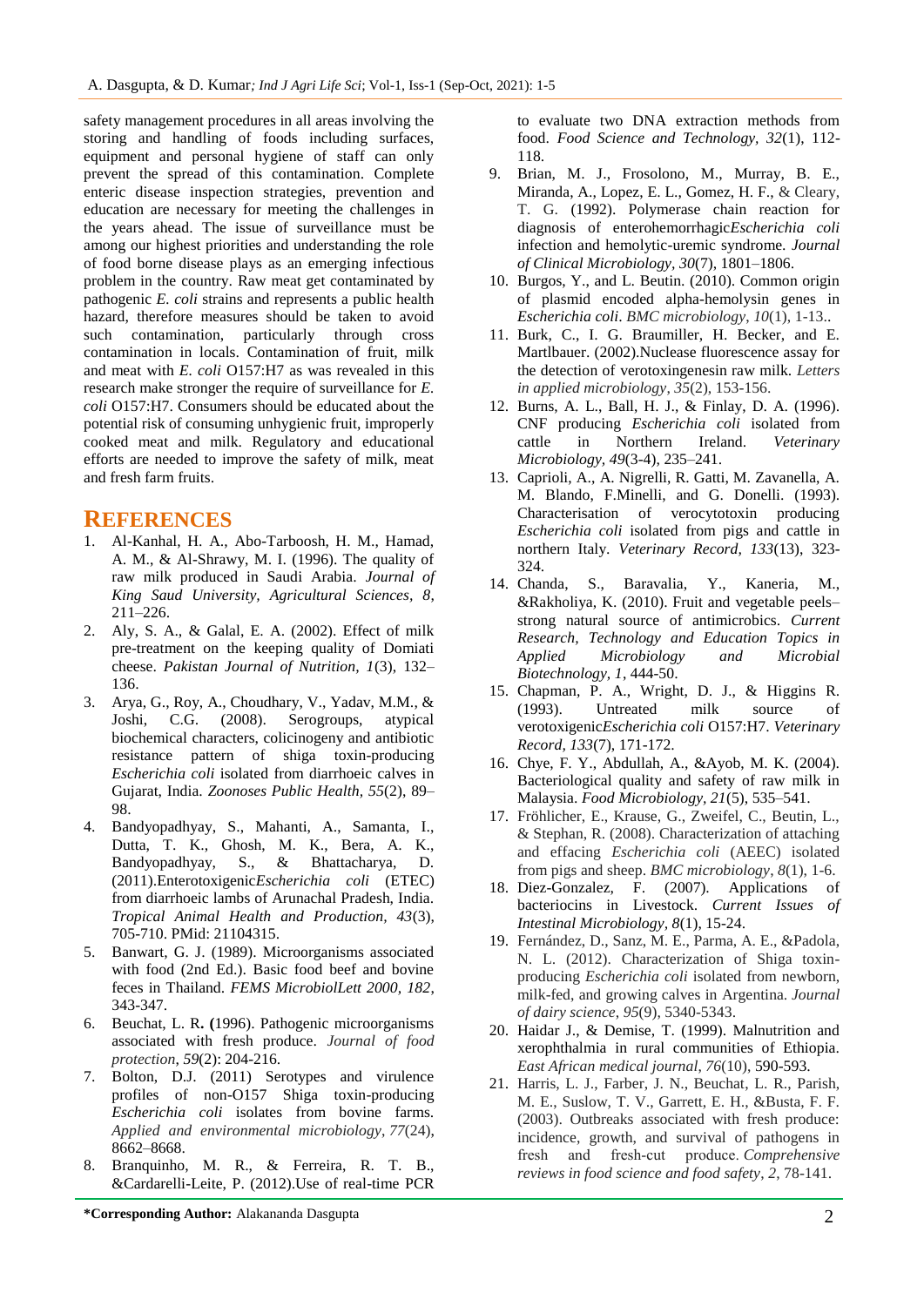safety management procedures in all areas involving the storing and handling of foods including surfaces, equipment and personal hygiene of staff can only prevent the spread of this contamination. Complete enteric disease inspection strategies, prevention and education are necessary for meeting the challenges in the years ahead. The issue of surveillance must be among our highest priorities and understanding the role of food borne disease plays as an emerging infectious problem in the country. Raw meat get contaminated by pathogenic *E. coli* strains and represents a public health hazard, therefore measures should be taken to avoid such contamination, particularly through cross contamination in locals. Contamination of fruit, milk and meat with *E. coli* O157:H7 as was revealed in this research make stronger the require of surveillance for *E. coli* O157:H7. Consumers should be educated about the potential risk of consuming unhygienic fruit, improperly cooked meat and milk. Regulatory and educational efforts are needed to improve the safety of milk, meat and fresh farm fruits.

## REFERENCES

1. Al-Kanhal, H. A., Abo-Tarboosh, H. M., Hamad, A. M., & Al-Shrawy, M. I. (1996). The quality of raw milk produced in Saudi Arabia. *Journal of King Saud University, Agricultural Sciences, 8*, 211–226.
2. Aly, S. A., & Galal, E. A. (2002). Effect of milk pre-treatment on the keeping quality of Domiati cheese. *Pakistan Journal of Nutrition, 1*(3), 132–136.
3. Arya, G., Roy, A., Choudhary, V., Yadav, M.M., & Joshi, C.G. (2008). Serogroups, atypical biochemical characters, colicinogeny and antibiotic resistance pattern of shiga toxin-producing *Escherichia coli* isolated from diarrhoeic calves in Gujarat, India. *Zoonoses Public Health, 55*(2), 89–98.
4. Bandyopadhyay, S., Mahanti, A., Samanta, I., Dutta, T. K., Ghosh, M. K., Bera, A. K., Bandyopadhyay, S., & Bhattacharya, D. (2011).Enterotoxigenic*Escherichia coli* (ETEC) from diarrhoeic lambs of Arunachal Pradesh, India. *Tropical Animal Health and Production, 43*(3), 705-710. PMid: 21104315.
5. Banwart, G. J. (1989). Microorganisms associated with food (2nd Ed.). Basic food beef and bovine feces in Thailand. *FEMS MicrobiolLett 2000, 182*, 343-347.
6. Beuchat, L. R**. (**1996). Pathogenic microorganisms associated with fresh produce. *Journal of food protection*, *59*(2): 204-216.
7. Bolton, D.J. (2011) Serotypes and virulence profiles of non-O157 Shiga toxin-producing *Escherichia coli* isolates from bovine farms. *Applied and environmental microbiology*, *77*(24), 8662–8668.
8. Branquinho, M. R., & Ferreira, R. T. B., &Cardarelli-Leite, P. (2012).Use of real-time PCR to evaluate two DNA extraction methods from food. *Food Science and Technology, 32*(1), 112-118.
9. Brian, M. J., Frosolono, M., Murray, B. E., Miranda, A., Lopez, E. L., Gomez, H. F., & Cleary, T. G. (1992). Polymerase chain reaction for diagnosis of enterohemorrhagic*Escherichia coli* infection and hemolytic-uremic syndrome. *Journal of Clinical Microbiology, 30*(7), 1801–1806.
10. Burgos, Y., and L. Beutin. (2010). Common origin of plasmid encoded alpha-hemolysin genes in *Escherichia coli*. *BMC microbiology*, *10*(1), 1-13..
11. Burk, C., I. G. Braumiller, H. Becker, and E. Martlbauer. (2002).Nuclease fluorescence assay for the detection of verotoxingenesin raw milk. *Letters in applied microbiology*, *35*(2), 153-156.
12. Burns, A. L., Ball, H. J., & Finlay, D. A. (1996). CNF producing *Escherichia coli* isolated from cattle in Northern Ireland. *Veterinary Microbiology, 49*(3-4), 235–241.
13. Caprioli, A., A. Nigrelli, R. Gatti, M. Zavanella, A. M. Blando, F.Minelli, and G. Donelli. (1993). Characterisation of verocytotoxin producing *Escherichia coli* isolated from pigs and cattle in northern Italy. *Veterinary Record, 133*(13), 323-324.
14. Chanda, S., Baravalia, Y., Kaneria, M., &Rakholiya, K. (2010). Fruit and vegetable peels–strong natural source of antimicrobics. *Current Research, Technology and Education Topics in Applied Microbiology and Microbial Biotechnology, 1*, 444-50.
15. Chapman, P. A., Wright, D. J., & Higgins R. (1993). Untreated milk source of verotoxigenic*Escherichia coli* O157:H7. *Veterinary Record, 133*(7), 171-172.
16. Chye, F. Y., Abdullah, A., &Ayob, M. K. (2004). Bacteriological quality and safety of raw milk in Malaysia. *Food Microbiology, 21*(5), 535–541.
17. Fröhlicher, E., Krause, G., Zweifel, C., Beutin, L., & Stephan, R. (2008). Characterization of attaching and effacing *Escherichia coli* (AEEC) isolated from pigs and sheep. *BMC microbiology*, *8*(1), 1-6.
18. Diez-Gonzalez, F. (2007). Applications of bacteriocins in Livestock. *Current Issues of Intestinal Microbiology, 8*(1), 15-24.
19. Fernández, D., Sanz, M. E., Parma, A. E., &Padola, N. L. (2012). Characterization of Shiga toxin-producing *Escherichia coli* isolated from newborn, milk-fed, and growing calves in Argentina. *Journal of dairy science, 95*(9), 5340-5343.
20. Haidar J., & Demise, T. (1999). Malnutrition and xerophthalmia in rural communities of Ethiopia. *East African medical journal*, *76*(10), 590-593.
21. Harris, L. J., Farber, J. N., Beuchat, L. R., Parish, M. E., Suslow, T. V., Garrett, E. H., &Busta, F. F. (2003). Outbreaks associated with fresh produce: incidence, growth, and survival of pathogens in fresh and fresh-cut produce. *Comprehensive reviews in food science and food safety*, *2*, 78-141.

**\*Corresponding Author:** Alakananda Dasgupta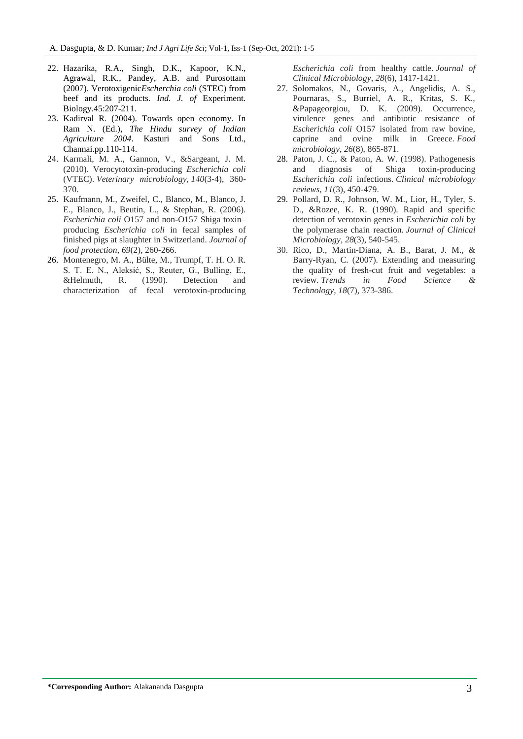22. Hazarika, R.A., Singh, D.K., Kapoor, K.N., Agrawal, R.K., Pandey, A.B. and Purosottam (2007). Verotoxigenic*Escherchia coli* (STEC) from beef and its products. *Ind. J. of* Experiment. Biology.45:207-211.
23. Kadirval R. (2004). Towards open economy. In Ram N. (Ed.), *The Hindu survey of Indian Agriculture 2004*. Kasturi and Sons Ltd., Channai.pp.110-114.
24. Karmali, M. A., Gannon, V., &Sargeant, J. M. (2010). Verocytotoxin-producing *Escherichia coli* (VTEC). *Veterinary microbiology*, *140*(3-4), 360-370.
25. Kaufmann, M., Zweifel, C., Blanco, M., Blanco, J. E., Blanco, J., Beutin, L., & Stephan, R. (2006). *Escherichia coli* O157 and non-O157 Shiga toxin–producing *Escherichia coli* in fecal samples of finished pigs at slaughter in Switzerland. *Journal of food protection*, *69*(2), 260-266.
26. Montenegro, M. A., Bülte, M., Trumpf, T. H. O. R. S. T. E. N., Aleksić, S., Reuter, G., Bulling, E., &Helmuth, R. (1990). Detection and characterization of fecal verotoxin-producing *Escherichia coli* from healthy cattle. *Journal of Clinical Microbiology*, *28*(6), 1417-1421.
27. Solomakos, N., Govaris, A., Angelidis, A. S., Pournaras, S., Burriel, A. R., Kritas, S. K., &Papageorgiou, D. K. (2009). Occurrence, virulence genes and antibiotic resistance of *Escherichia coli* O157 isolated from raw bovine, caprine and ovine milk in Greece. *Food microbiology*, *26*(8), 865-871.
28. Paton, J. C., & Paton, A. W. (1998). Pathogenesis and diagnosis of Shiga toxin-producing *Escherichia coli* infections. *Clinical microbiology reviews*, *11*(3), 450-479.
29. Pollard, D. R., Johnson, W. M., Lior, H., Tyler, S. D., &Rozee, K. R. (1990). Rapid and specific detection of verotoxin genes in *Escherichia coli* by the polymerase chain reaction. *Journal of Clinical Microbiology*, *28*(3), 540-545.
30. Rico, D., Martin-Diana, A. B., Barat, J. M., & Barry-Ryan, C. (2007). Extending and measuring the quality of fresh-cut fruit and vegetables: a review. *Trends in Food Science & Technology*, *18*(7), 373-386.